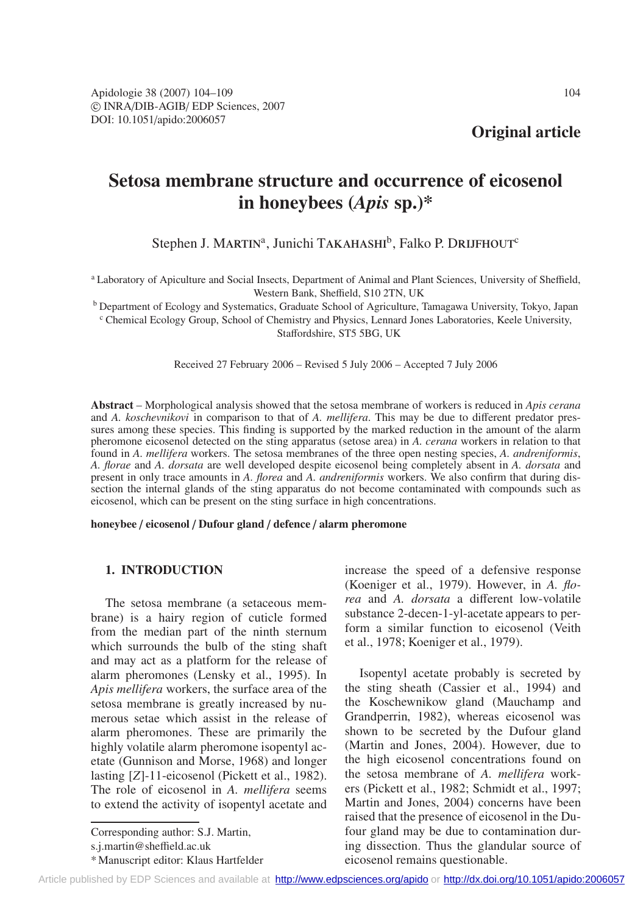Original article

# Setosa membrane structure and occurrence of eicosenol in honeybees (*Apis* sp.)*

Stephen J. MARTIN[a], Junichi TAKAHASHI[b], Falko P. DRIJFHOUT[c]

[a] Laboratory of Apiculture and Social Insects, Department of Animal and Plant Sciences, University of Sheffield, Western Bank, Sheffield, S10 2TN, UK

[b] Department of Ecology and Systematics, Graduate School of Agriculture, Tamagawa University, Tokyo, Japan

[c] Chemical Ecology Group, School of Chemistry and Physics, Lennard Jones Laboratories, Keele University, Staffordshire, ST5 5BG, UK

Received 27 February 2006 – Revised 5 July 2006 – Accepted 7 July 2006

**Abstract** – Morphological analysis showed that the setosa membrane of workers is reduced in *Apis cerana* and *A. koschevnikovi* in comparison to that of *A. mellifera*. This may be due to different predator pressures among these species. This finding is supported by the marked reduction in the amount of the alarm pheromone eicosenol detected on the sting apparatus (setose area) in *A. cerana* workers in relation to that found in *A. mellifera* workers. The setosa membranes of the three open nesting species, *A. andreniformis*, *A. florae* and *A. dorsata* are well developed despite eicosenol being completely absent in *A. dorsata* and present in only trace amounts in *A. florea* and *A. andreniformis* workers. We also confirm that during dissection the internal glands of the sting apparatus do not become contaminated with compounds such as eicosenol, which can be present on the sting surface in high concentrations.

**honeybee / eicosenol / Dufour gland / defence / alarm pheromone**

## 1. INTRODUCTION

The setosa membrane (a setaceous membrane) is a hairy region of cuticle formed from the median part of the ninth sternum which surrounds the bulb of the sting shaft and may act as a platform for the release of alarm pheromones (Lensky et al., 1995). In *Apis mellifera* workers, the surface area of the setosa membrane is greatly increased by numerous setae which assist in the release of alarm pheromones. These are primarily the highly volatile alarm pheromone isopentyl acetate (Gunnison and Morse, 1968) and longer lasting [*Z*]-11-eicosenol (Pickett et al., 1982). The role of eicosenol in *A. mellifera* seems to extend the activity of isopentyl acetate and increase the speed of a defensive response (Koeniger et al., 1979). However, in *A. florea* and *A. dorsata* a different low-volatile substance 2-decen-1-yl-acetate appears to perform a similar function to eicosenol (Veith et al., 1978; Koeniger et al., 1979).

Isopentyl acetate probably is secreted by the sting sheath (Cassier et al., 1994) and the Koschewnikow gland (Mauchamp and Grandperrin, 1982), whereas eicosenol was shown to be secreted by the Dufour gland (Martin and Jones, 2004). However, due to the high eicosenol concentrations found on the setosa membrane of *A. mellifera* workers (Pickett et al., 1982; Schmidt et al., 1997; Martin and Jones, 2004) concerns have been raised that the presence of eicosenol in the Dufour gland may be due to contamination during dissection. Thus the glandular source of eicosenol remains questionable.

Corresponding author: S.J. Martin,
s.j.martin@sheffield.ac.uk

\* Manuscript editor: Klaus Hartfelder

Article published by EDP Sciences and available at http://www.edpsciences.org/apido or http://dx.doi.org/10.1051/apido:2006057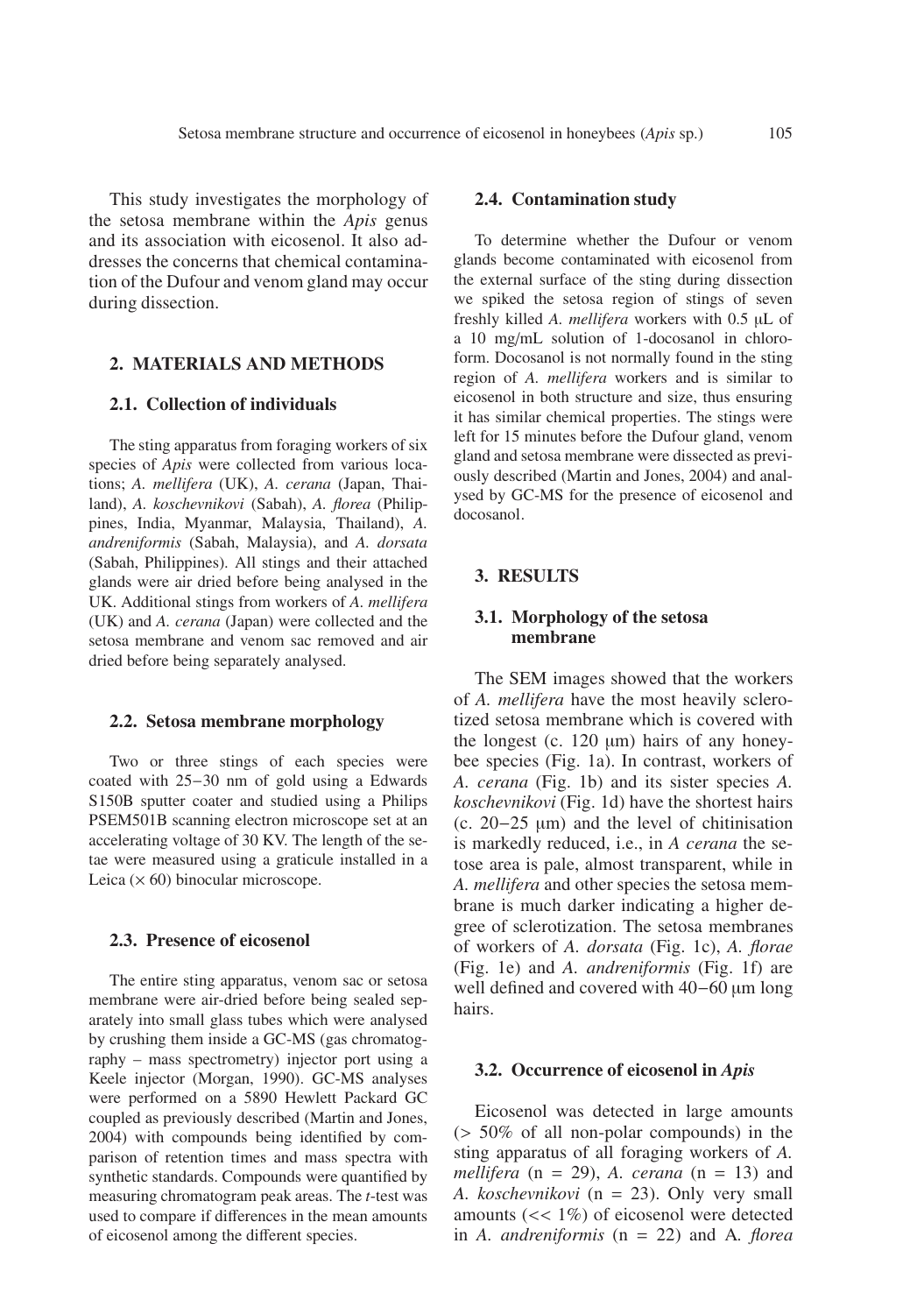This study investigates the morphology of the setosa membrane within the *Apis* genus and its association with eicosenol. It also addresses the concerns that chemical contamination of the Dufour and venom gland may occur during dissection.

## 2. MATERIALS AND METHODS

### 2.1. Collection of individuals

The sting apparatus from foraging workers of six species of *Apis* were collected from various locations; *A. mellifera* (UK), *A. cerana* (Japan, Thailand), *A. koschevnikovi* (Sabah), *A. florea* (Philippines, India, Myanmar, Malaysia, Thailand), *A. andreniformis* (Sabah, Malaysia), and *A. dorsata* (Sabah, Philippines). All stings and their attached glands were air dried before being analysed in the UK. Additional stings from workers of *A. mellifera* (UK) and *A. cerana* (Japan) were collected and the setosa membrane and venom sac removed and air dried before being separately analysed.

### 2.2. Setosa membrane morphology

Two or three stings of each species were coated with 25–30 nm of gold using a Edwards S150B sputter coater and studied using a Philips PSEM501B scanning electron microscope set at an accelerating voltage of 30 KV. The length of the setae were measured using a graticule installed in a Leica (× 60) binocular microscope.

### 2.3. Presence of eicosenol

The entire sting apparatus, venom sac or setosa membrane were air-dried before being sealed separately into small glass tubes which were analysed by crushing them inside a GC-MS (gas chromatography – mass spectrometry) injector port using a Keele injector (Morgan, 1990). GC-MS analyses were performed on a 5890 Hewlett Packard GC coupled as previously described (Martin and Jones, 2004) with compounds being identified by comparison of retention times and mass spectra with synthetic standards. Compounds were quantified by measuring chromatogram peak areas. The *t*-test was used to compare if differences in the mean amounts of eicosenol among the different species.

### 2.4. Contamination study

To determine whether the Dufour or venom glands become contaminated with eicosenol from the external surface of the sting during dissection we spiked the setosa region of stings of seven freshly killed *A. mellifera* workers with 0.5 μL of a 10 mg/mL solution of 1-docosanol in chloroform. Docosanol is not normally found in the sting region of *A. mellifera* workers and is similar to eicosenol in both structure and size, thus ensuring it has similar chemical properties. The stings were left for 15 minutes before the Dufour gland, venom gland and setosa membrane were dissected as previously described (Martin and Jones, 2004) and analysed by GC-MS for the presence of eicosenol and docosanol.

## 3. RESULTS

### 3.1. Morphology of the setosa membrane

The SEM images showed that the workers of *A. mellifera* have the most heavily sclerotized setosa membrane which is covered with the longest (c. 120 μm) hairs of any honeybee species (Fig. 1a). In contrast, workers of *A. cerana* (Fig. 1b) and its sister species *A. koschevnikovi* (Fig. 1d) have the shortest hairs (c. 20–25 μm) and the level of chitinisation is markedly reduced, i.e., in *A cerana* the setose area is pale, almost transparent, while in *A. mellifera* and other species the setosa membrane is much darker indicating a higher degree of sclerotization. The setosa membranes of workers of *A. dorsata* (Fig. 1c), *A. florae* (Fig. 1e) and *A. andreniformis* (Fig. 1f) are well defined and covered with 40–60 μm long hairs.

### 3.2. Occurrence of eicosenol in *Apis*

Eicosenol was detected in large amounts (> 50% of all non-polar compounds) in the sting apparatus of all foraging workers of *A. mellifera* (n = 29), *A. cerana* (n = 13) and *A. koschevnikovi* (n = 23). Only very small amounts (<< 1%) of eicosenol were detected in *A. andreniformis* (n = 22) and A. *florea*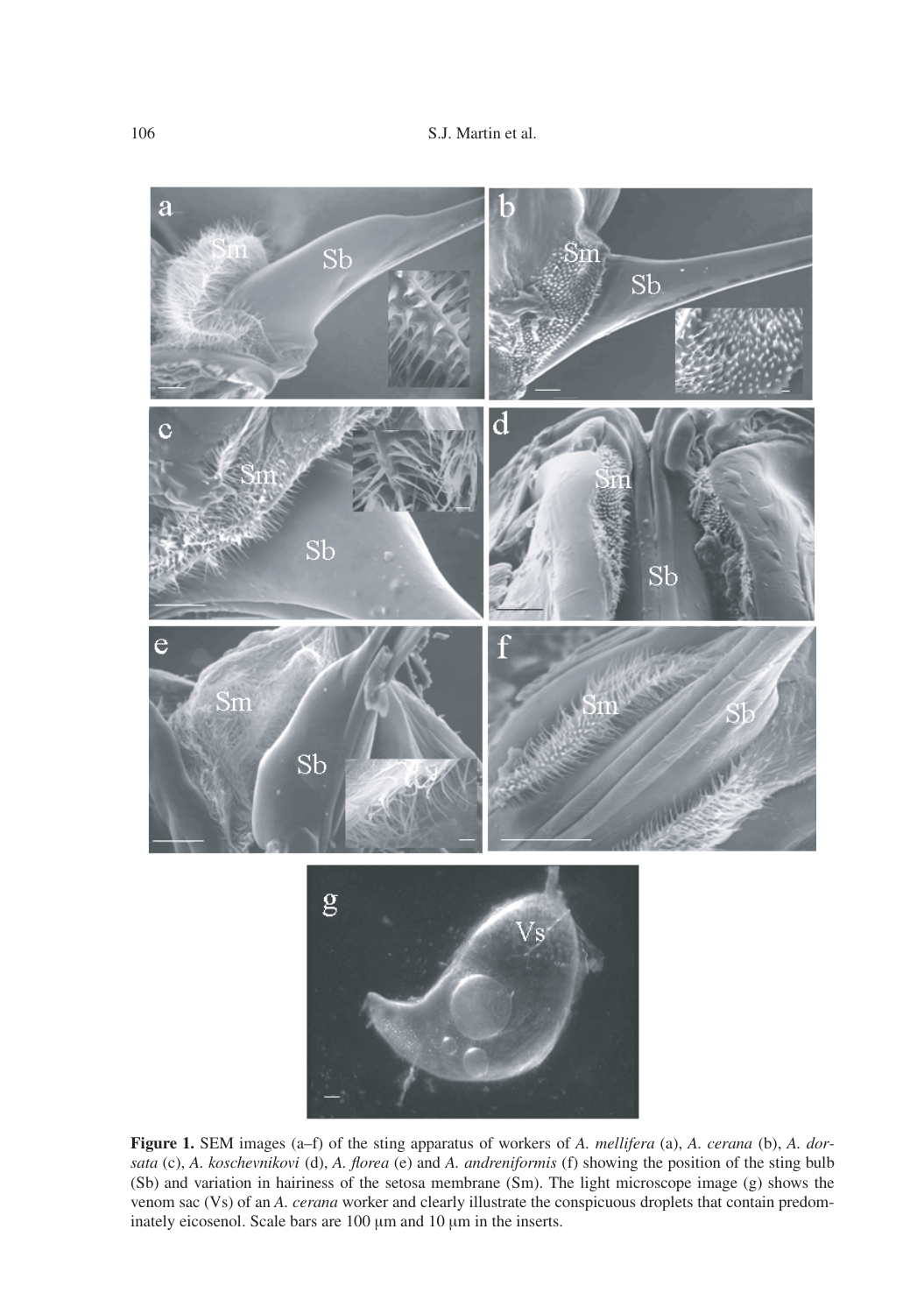**Figure 1.** SEM images (a–f) of the sting apparatus of workers of *A. mellifera* (a), *A. cerana* (b), *A. dorsata* (c), *A. koschevnikovi* (d), *A. florea* (e) and *A. andreniformis* (f) showing the position of the sting bulb (Sb) and variation in hairiness of the setosa membrane (Sm). The light microscope image (g) shows the venom sac (Vs) of an *A. cerana* worker and clearly illustrate the conspicuous droplets that contain predominately eicosenol. Scale bars are 100 μm and 10 μm in the inserts.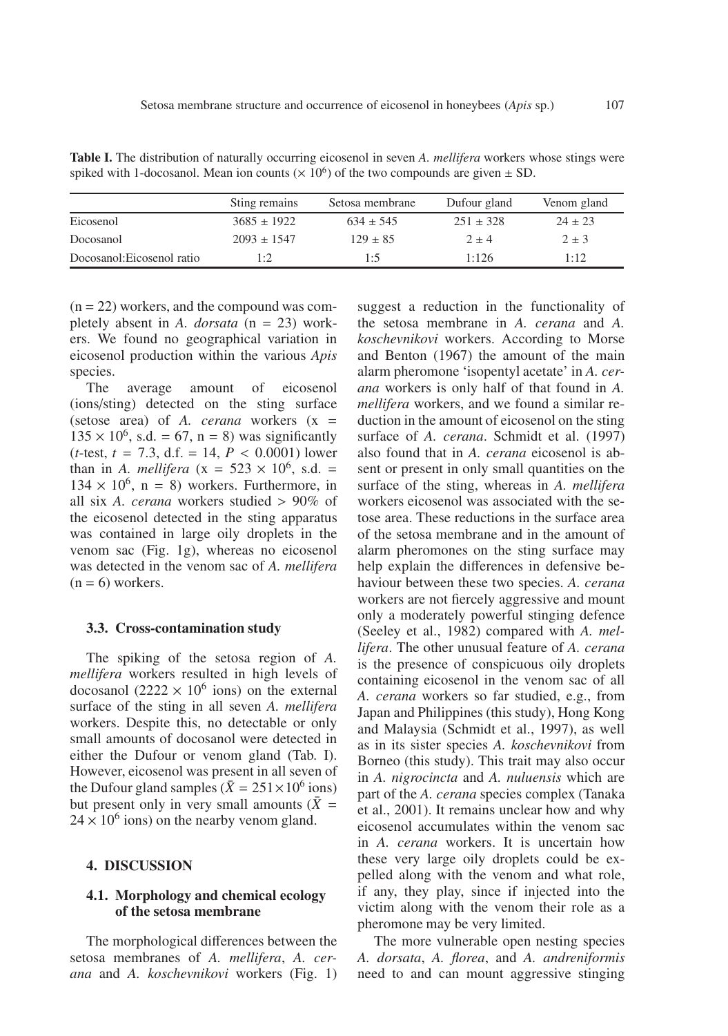**Table I.** The distribution of naturally occurring eicosenol in seven *A. mellifera* workers whose stings were spiked with 1-docosanol. Mean ion counts ($\times 10^6$) of the two compounds are given ± SD.

| | Sting remains | Setosa membrane | Dufour gland | Venom gland |
|---|---|---|---|---|
| Eicosenol | 3685 ± 1922 | 634 ± 545 | 251 ± 328 | 24 ± 23 |
| Docosanol | 2093 ± 1547 | 129 ± 85 | 2 ± 4 | 2 ± 3 |
| Docosanol:Eicosenol ratio | 1:2 | 1:5 | 1:126 | 1:12 |

(n = 22) workers, and the compound was completely absent in *A. dorsata* (n = 23) workers. We found no geographical variation in eicosenol production within the various *Apis* species.

The average amount of eicosenol (ions/sting) detected on the sting surface (setose area) of *A. cerana* workers (x = $135 \times 10^6$, s.d. = 67, n = 8) was significantly ($t$-test, $t$ = 7.3, d.f. = 14, $P < 0.0001$) lower than in *A. mellifera* (x = $523 \times 10^6$, s.d. = $134 \times 10^6$, n = 8) workers. Furthermore, in all six *A. cerana* workers studied > 90% of the eicosenol detected in the sting apparatus was contained in large oily droplets in the venom sac (Fig. 1g), whereas no eicosenol was detected in the venom sac of *A. mellifera* (n = 6) workers.

### 3.3. Cross-contamination study

The spiking of the setosa region of *A. mellifera* workers resulted in high levels of docosanol ($2222 \times 10^6$ ions) on the external surface of the sting in all seven *A. mellifera* workers. Despite this, no detectable or only small amounts of docosanol were detected in either the Dufour or venom gland (Tab. I). However, eicosenol was present in all seven of the Dufour gland samples ($\bar{X} = 251 \times 10^6$ ions) but present only in very small amounts ($\bar{X} = 24 \times 10^6$ ions) on the nearby venom gland.

## 4. DISCUSSION

### 4.1. Morphology and chemical ecology of the setosa membrane

The morphological differences between the setosa membranes of *A. mellifera*, *A. cerana* and *A. koschevnikovi* workers (Fig. 1) suggest a reduction in the functionality of the setosa membrane in *A. cerana* and *A. koschevnikovi* workers. According to Morse and Benton (1967) the amount of the main alarm pheromone 'isopentyl acetate' in *A. cerana* workers is only half of that found in *A. mellifera* workers, and we found a similar reduction in the amount of eicosenol on the sting surface of *A. cerana*. Schmidt et al. (1997) also found that in *A. cerana* eicosenol is absent or present in only small quantities on the surface of the sting, whereas in *A. mellifera* workers eicosenol was associated with the setose area. These reductions in the surface area of the setosa membrane and in the amount of alarm pheromones on the sting surface may help explain the differences in defensive behaviour between these two species. *A. cerana* workers are not fiercely aggressive and mount only a moderately powerful stinging defence (Seeley et al., 1982) compared with *A. mellifera*. The other unusual feature of *A. cerana* is the presence of conspicuous oily droplets containing eicosenol in the venom sac of all *A. cerana* workers so far studied, e.g., from Japan and Philippines (this study), Hong Kong and Malaysia (Schmidt et al., 1997), as well as in its sister species *A. koschevnikovi* from Borneo (this study). This trait may also occur in *A. nigrocincta* and *A. nuluensis* which are part of the *A. cerana* species complex (Tanaka et al., 2001). It remains unclear how and why eicosenol accumulates within the venom sac in *A. cerana* workers. It is uncertain how these very large oily droplets could be expelled along with the venom and what role, if any, they play, since if injected into the victim along with the venom their role as a pheromone may be very limited.

The more vulnerable open nesting species *A. dorsata*, *A. florea*, and *A. andreniformis* need to and can mount aggressive stinging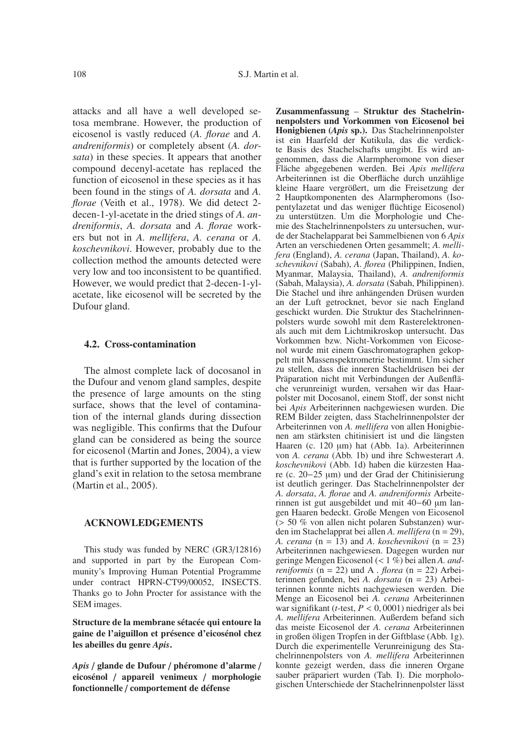attacks and all have a well developed setosa membrane. However, the production of eicosenol is vastly reduced (*A. florae* and *A. andreniformis*) or completely absent (*A. dorsata*) in these species. It appears that another compound decenyl-acetate has replaced the function of eicosenol in these species as it has been found in the stings of *A. dorsata* and *A. florae* (Veith et al., 1978). We did detect 2-decen-1-yl-acetate in the dried stings of *A. andreniformis*, *A. dorsata* and *A. florae* workers but not in *A. mellifera*, *A. cerana* or *A. koschevnikovi*. However, probably due to the collection method the amounts detected were very low and too inconsistent to be quantified. However, we would predict that 2-decen-1-yl-acetate, like eicosenol will be secreted by the Dufour gland.

### 4.2. Cross-contamination

The almost complete lack of docosanol in the Dufour and venom gland samples, despite the presence of large amounts on the sting surface, shows that the level of contamination of the internal glands during dissection was negligible. This confirms that the Dufour gland can be considered as being the source for eicosenol (Martin and Jones, 2004), a view that is further supported by the location of the gland's exit in relation to the setosa membrane (Martin et al., 2005).

## ACKNOWLEDGEMENTS

This study was funded by NERC (GR3/12816) and supported in part by the European Community's Improving Human Potential Programme under contract HPRN-CT99/00052, INSECTS. Thanks go to John Procter for assistance with the SEM images.

**Structure de la membrane sétacée qui entoure la gaine de l'aiguillon et présence d'eicosénol chez les abeilles du genre *Apis*.**

***Apis* / glande de Dufour / phéromone d'alarme / eicosénol / appareil venimeux / morphologie fonctionnelle / comportement de défense**

**Zusammenfassung** – **Struktur des Stachelrinnenpolsters und Vorkommen von Eicosenol bei Honigbienen (*Apis* sp.).** Das Stachelrinnenpolster ist ein Haarfeld der Kutikula, das die verdickte Basis des Stachelschafts umgibt. Es wird angenommen, dass die Alarmpheromone von dieser Fläche abgegebenen werden. Bei *Apis mellifera* Arbeiterinnen ist die Oberfläche durch unzählige kleine Haare vergrößert, um die Freisetzung der 2 Hauptkomponenten des Alarmpheromons (Isopentylazetat und das weniger flüchtige Eicosenol) zu unterstützen. Um die Morphologie und Chemie des Stachelrinnenpolsters zu untersuchen, wurde der Stachelapparat bei Sammelbienen von 6 *Apis* Arten an verschiedenen Orten gesammelt; *A. mellifera* (England), *A. cerana* (Japan, Thailand), *A. koschevnikovi* (Sabah), *A. florea* (Philippinen, Indien, Myanmar, Malaysia, Thailand), *A. andreniformis* (Sabah, Malaysia), *A. dorsata* (Sabah, Philippinen). Die Stachel und ihre anhängenden Drüsen wurden an der Luft getrocknet, bevor sie nach England geschickt wurden. Die Struktur des Stachelrinnenpolsters wurde sowohl mit dem Rasterelektronenals auch mit dem Lichtmikroskop untersucht. Das Vorkommen bzw. Nicht-Vorkommen von Eicosenol wurde mit einem Gaschromatographen gekoppelt mit Massenspektrometrie bestimmt. Um sicher zu stellen, dass die inneren Stacheldrüsen bei der Präparation nicht mit Verbindungen der Außenfläche verunreinigt wurden, versahen wir das Haarpolster mit Docosanol, einem Stoff, der sonst nicht bei *Apis* Arbeiterinnen nachgewiesen wurden. Die REM Bilder zeigten, dass Stachelrinnenpolster der Arbeiterinnen von *A. mellifera* von allen Honigbienen am stärksten chitinisiert ist und die längsten Haaren (c. 120 µm) hat (Abb. 1a). Arbeiterinnen von *A. cerana* (Abb. 1b) und ihre Schwesterart *A. koschevnikovi* (Abb. 1d) haben die kürzesten Haare (c. 20−25 µm) und der Grad der Chitinisierung ist deutlich geringer. Das Stachelrinnenpolster der *A. dorsata*, *A. florae* and *A. andreniformis* Arbeiterinnen ist gut ausgebildet und mit 40−60 µm langen Haaren bedeckt. Große Mengen von Eicosenol (> 50 % von allen nicht polaren Substanzen) wurden im Stachelapprat bei allen *A. mellifera* (n = 29), *A. cerana* (n = 13) and *A. koschevnikovi* (n = 23) Arbeiterinnen nachgewiesen. Dagegen wurden nur geringe Mengen Eicosenol (< 1 %) bei allen *A. andreniformis* (n = 22) und A . *florea* (n = 22) Arbeiterinnen gefunden, bei *A. dorsata* (n = 23) Arbeiterinnen konnte nichts nachgewiesen werden. Die Menge an Eicosenol bei *A. cerana* Arbeiterinnen war signifikant (*t*-test, $P < 0,0001$) niedriger als bei *A. mellifera* Arbeiterinnen. Außerdem befand sich das meiste Eicosenol der *A. cerana* Arbeiterinnen in großen öligen Tropfen in der Giftblase (Abb. 1g). Durch die experimentelle Verunreinigung des Stachelrinnenpolsters von *A. mellifera* Arbeiterinnen konnte gezeigt werden, dass die inneren Organe sauber präpariert wurden (Tab. I). Die morphologischen Unterschiede der Stachelrinnenpolster lässt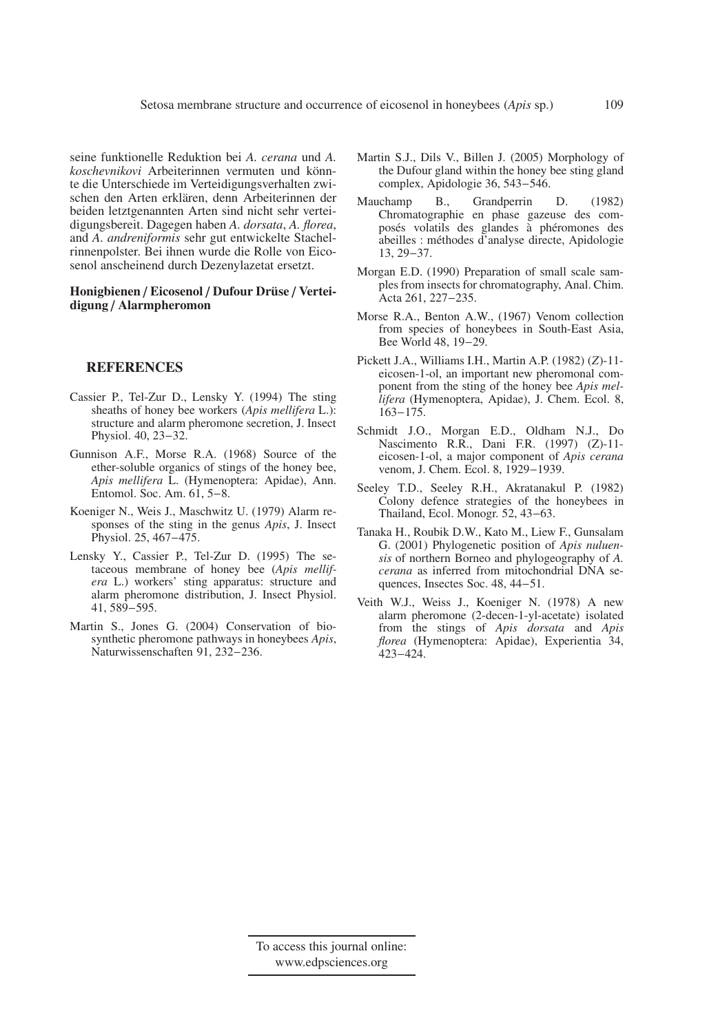seine funktionelle Reduktion bei *A. cerana* und *A. koschevnikovi* Arbeiterinnen vermuten und könnte die Unterschiede im Verteidigungsverhalten zwischen den Arten erklären, denn Arbeiterinnen der beiden letztgenannten Arten sind nicht sehr verteidigungsbereit. Dagegen haben *A. dorsata*, *A. florea*, and *A. andreniformis* sehr gut entwickelte Stachelrinnenpolster. Bei ihnen wurde die Rolle von Eicosenol anscheinend durch Dezenylazetat ersetzt.

**Honigbienen / Eicosenol / Dufour Drüse / Verteidigung / Alarmpheromon**

## REFERENCES

Cassier P., Tel-Zur D., Lensky Y. (1994) The sting sheaths of honey bee workers (*Apis mellifera* L.): structure and alarm pheromone secretion, J. Insect Physiol. 40, 23–32.

Gunnison A.F., Morse R.A. (1968) Source of the ether-soluble organics of stings of the honey bee, *Apis mellifera* L. (Hymenoptera: Apidae), Ann. Entomol. Soc. Am. 61, 5–8.

Koeniger N., Weis J., Maschwitz U. (1979) Alarm responses of the sting in the genus *Apis*, J. Insect Physiol. 25, 467–475.

Lensky Y., Cassier P., Tel-Zur D. (1995) The setaceous membrane of honey bee (*Apis mellifera* L.) workers' sting apparatus: structure and alarm pheromone distribution, J. Insect Physiol. 41, 589–595.

Martin S., Jones G. (2004) Conservation of biosynthetic pheromone pathways in honeybees *Apis*, Naturwissenschaften 91, 232–236.

Martin S.J., Dils V., Billen J. (2005) Morphology of the Dufour gland within the honey bee sting gland complex, Apidologie 36, 543–546.

Mauchamp B., Grandperrin D. (1982) Chromatographie en phase gazeuse des composés volatils des glandes à phéromones des abeilles : méthodes d'analyse directe, Apidologie 13, 29–37.

Morgan E.D. (1990) Preparation of small scale samples from insects for chromatography, Anal. Chim. Acta 261, 227–235.

Morse R.A., Benton A.W., (1967) Venom collection from species of honeybees in South-East Asia, Bee World 48, 19–29.

Pickett J.A., Williams I.H., Martin A.P. (1982) (*Z*)-11-eicosen-1-ol, an important new pheromonal component from the sting of the honey bee *Apis mellifera* (Hymenoptera, Apidae), J. Chem. Ecol. 8, 163–175.

Schmidt J.O., Morgan E.D., Oldham N.J., Do Nascimento R.R., Dani F.R. (1997) (Z)-11-eicosen-1-ol, a major component of *Apis cerana* venom, J. Chem. Ecol. 8, 1929–1939.

Seeley T.D., Seeley R.H., Akratanakul P. (1982) Colony defence strategies of the honeybees in Thailand, Ecol. Monogr. 52, 43–63.

Tanaka H., Roubik D.W., Kato M., Liew F., Gunsalam G. (2001) Phylogenetic position of *Apis nuluensis* of northern Borneo and phylogeography of *A. cerana* as inferred from mitochondrial DNA sequences, Insectes Soc. 48, 44–51.

Veith W.J., Weiss J., Koeniger N. (1978) A new alarm pheromone (2-decen-1-yl-acetate) isolated from the stings of *Apis dorsata* and *Apis florea* (Hymenoptera: Apidae), Experientia 34, 423–424.

To access this journal online:
www.edpsciences.org